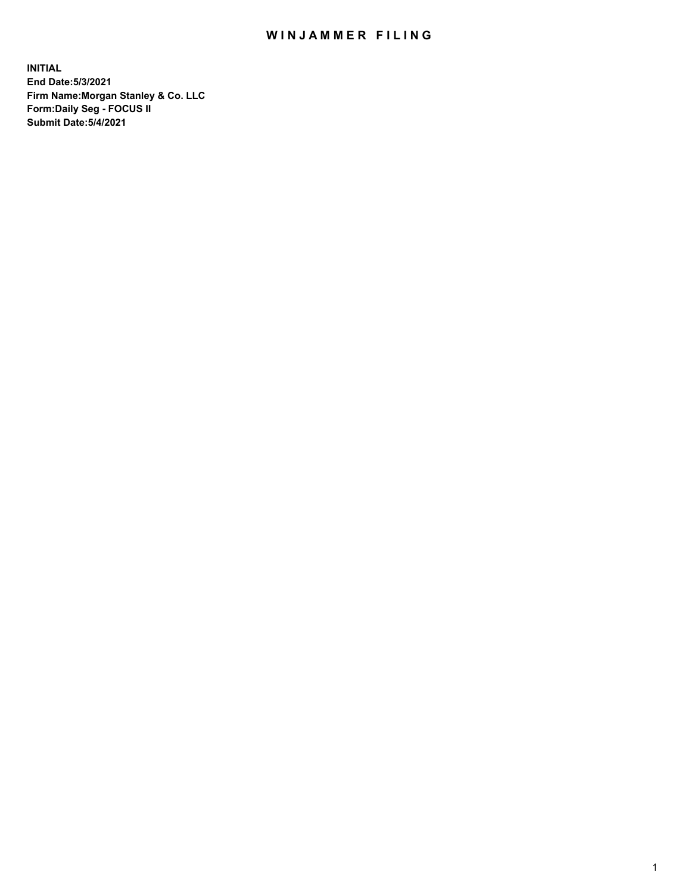# WINJAMMER FILING

**INITIAL**
**End Date:5/3/2021**
**Firm Name:Morgan Stanley & Co. LLC**
**Form:Daily Seg - FOCUS II**
**Submit Date:5/4/2021**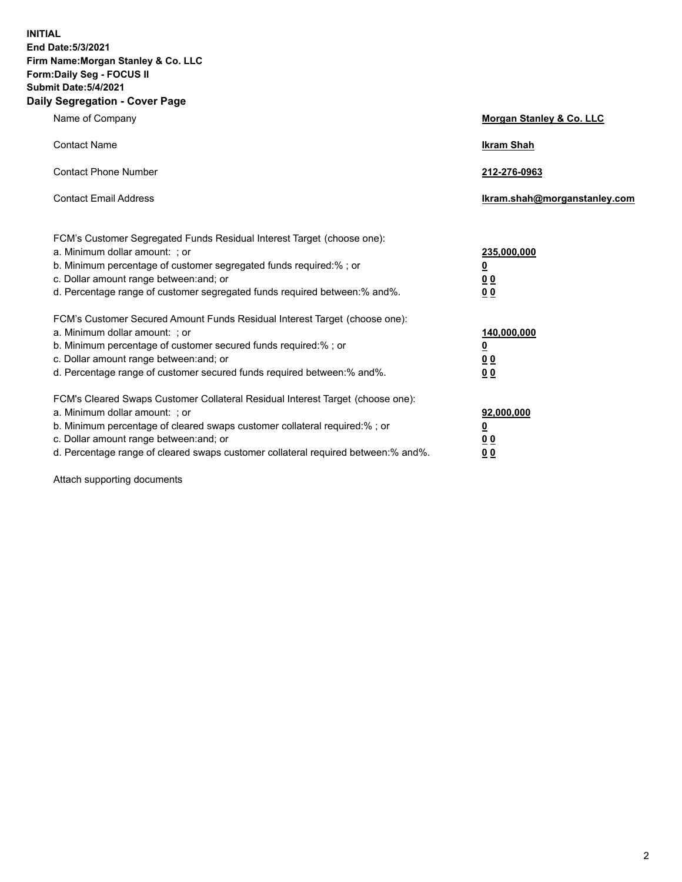**INITIAL**
**End Date:5/3/2021**
**Firm Name:Morgan Stanley & Co. LLC**
**Form:Daily Seg - FOCUS II**
**Submit Date:5/4/2021**

## Daily Segregation - Cover Page

| | |
|---|---|
| Name of Company | **Morgan Stanley & Co. LLC** |
| Contact Name | **Ikram Shah** |
| Contact Phone Number | **212-276-0963** |
| Contact Email Address | **Ikram.shah@morganstanley.com** |

| | |
|---|---|
| FCM's Customer Segregated Funds Residual Interest Target (choose one): | |
| a. Minimum dollar amount: ; or | **235,000,000** |
| b. Minimum percentage of customer segregated funds required:% ; or | **0** |
| c. Dollar amount range between:and; or | **0 0** |
| d. Percentage range of customer segregated funds required between:% and%. | **0 0** |
| FCM's Customer Secured Amount Funds Residual Interest Target (choose one): | |
| a. Minimum dollar amount: ; or | **140,000,000** |
| b. Minimum percentage of customer secured funds required:% ; or | **0** |
| c. Dollar amount range between:and; or | **0 0** |
| d. Percentage range of customer secured funds required between:% and%. | **0 0** |
| FCM's Cleared Swaps Customer Collateral Residual Interest Target (choose one): | |
| a. Minimum dollar amount: ; or | **92,000,000** |
| b. Minimum percentage of cleared swaps customer collateral required:% ; or | **0** |
| c. Dollar amount range between:and; or | **0 0** |
| d. Percentage range of cleared swaps customer collateral required between:% and%. | **0 0** |

Attach supporting documents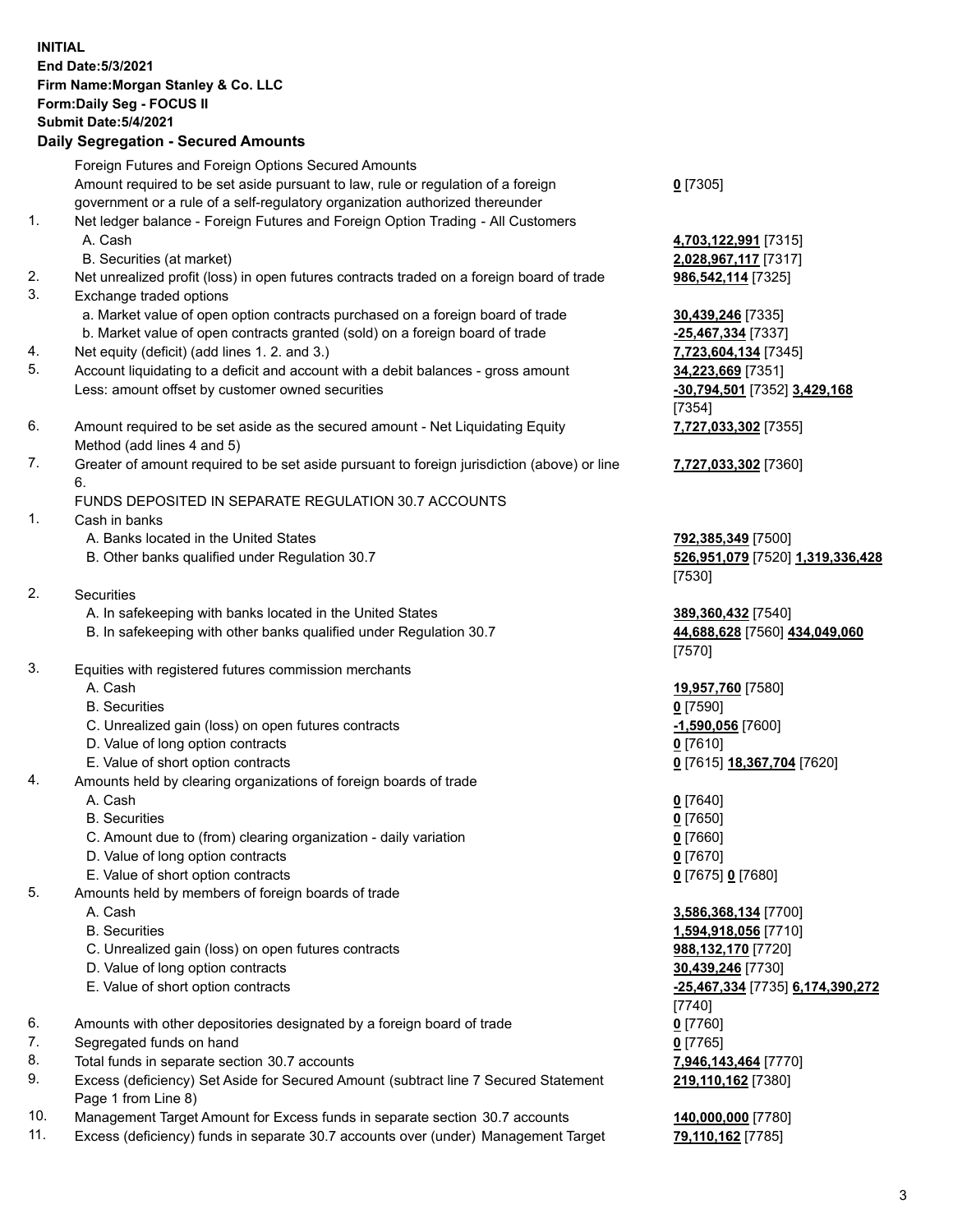**INITIAL**
**End Date:5/3/2021**
**Firm Name:Morgan Stanley & Co. LLC**
**Form:Daily Seg - FOCUS II**
**Submit Date:5/4/2021**

## Daily Segregation - Secured Amounts

| | | |
|---|---|---|
| | Foreign Futures and Foreign Options Secured Amounts | |
| | Amount required to be set aside pursuant to law, rule or regulation of a foreign government or a rule of a self-regulatory organization authorized thereunder | **0** [7305] |
| 1. | Net ledger balance - Foreign Futures and Foreign Option Trading - All Customers | |
| | A. Cash | **4,703,122,991** [7315] |
| | B. Securities (at market) | **2,028,967,117** [7317] |
| 2. | Net unrealized profit (loss) in open futures contracts traded on a foreign board of trade | **986,542,114** [7325] |
| 3. | Exchange traded options | |
| | a. Market value of open option contracts purchased on a foreign board of trade | **30,439,246** [7335] |
| | b. Market value of open contracts granted (sold) on a foreign board of trade | **-25,467,334** [7337] |
| 4. | Net equity (deficit) (add lines 1. 2. and 3.) | **7,723,604,134** [7345] |
| 5. | Account liquidating to a deficit and account with a debit balances - gross amount | **34,223,669** [7351] |
| | Less: amount offset by customer owned securities | **-30,794,501** [7352] **3,429,168** [7354] |
| 6. | Amount required to be set aside as the secured amount - Net Liquidating Equity Method (add lines 4 and 5) | **7,727,033,302** [7355] |
| 7. | Greater of amount required to be set aside pursuant to foreign jurisdiction (above) or line 6. | **7,727,033,302** [7360] |
| | FUNDS DEPOSITED IN SEPARATE REGULATION 30.7 ACCOUNTS | |
| 1. | Cash in banks | |
| | A. Banks located in the United States | **792,385,349** [7500] |
| | B. Other banks qualified under Regulation 30.7 | **526,951,079** [7520] **1,319,336,428** [7530] |
| 2. | Securities | |
| | A. In safekeeping with banks located in the United States | **389,360,432** [7540] |
| | B. In safekeeping with other banks qualified under Regulation 30.7 | **44,688,628** [7560] **434,049,060** [7570] |
| 3. | Equities with registered futures commission merchants | |
| | A. Cash | **19,957,760** [7580] |
| | B. Securities | **0** [7590] |
| | C. Unrealized gain (loss) on open futures contracts | **-1,590,056** [7600] |
| | D. Value of long option contracts | **0** [7610] |
| | E. Value of short option contracts | **0** [7615] **18,367,704** [7620] |
| 4. | Amounts held by clearing organizations of foreign boards of trade | |
| | A. Cash | **0** [7640] |
| | B. Securities | **0** [7650] |
| | C. Amount due to (from) clearing organization - daily variation | **0** [7660] |
| | D. Value of long option contracts | **0** [7670] |
| | E. Value of short option contracts | **0** [7675] **0** [7680] |
| 5. | Amounts held by members of foreign boards of trade | |
| | A. Cash | **3,586,368,134** [7700] |
| | B. Securities | **1,594,918,056** [7710] |
| | C. Unrealized gain (loss) on open futures contracts | **988,132,170** [7720] |
| | D. Value of long option contracts | **30,439,246** [7730] |
| | E. Value of short option contracts | **-25,467,334** [7735] **6,174,390,272** [7740] |
| 6. | Amounts with other depositories designated by a foreign board of trade | **0** [7760] |
| 7. | Segregated funds on hand | **0** [7765] |
| 8. | Total funds in separate section 30.7 accounts | **7,946,143,464** [7770] |
| 9. | Excess (deficiency) Set Aside for Secured Amount (subtract line 7 Secured Statement Page 1 from Line 8) | **219,110,162** [7380] |
| 10. | Management Target Amount for Excess funds in separate section 30.7 accounts | **140,000,000** [7780] |
| 11. | Excess (deficiency) funds in separate 30.7 accounts over (under) Management Target | **79,110,162** [7785] |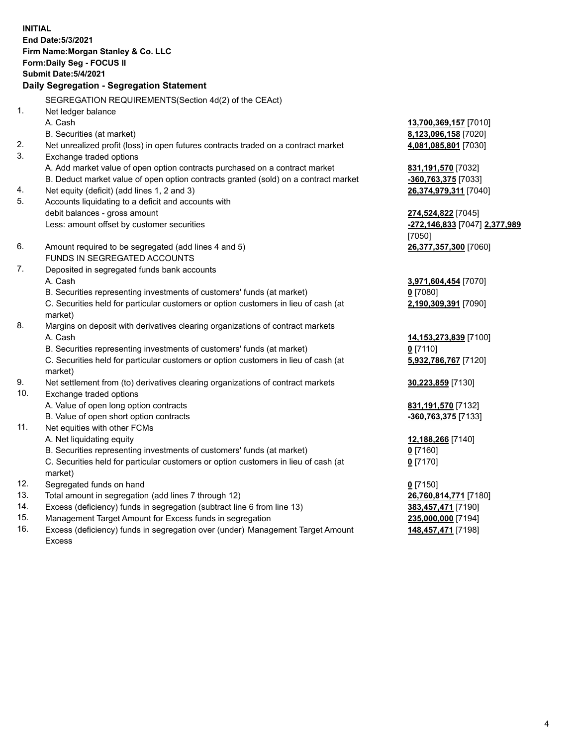**INITIAL**
**End Date:5/3/2021**
**Firm Name:Morgan Stanley & Co. LLC**
**Form:Daily Seg - FOCUS II**
**Submit Date:5/4/2021**

### Daily Segregation - Segregation Statement

| | SEGREGATION REQUIREMENTS(Section 4d(2) of the CEAct) | |
|---|---|---|
| 1. | Net ledger balance | |
| | A. Cash | **13,700,369,157** [7010] |
| | B. Securities (at market) | **8,123,096,158** [7020] |
| 2. | Net unrealized profit (loss) in open futures contracts traded on a contract market | **4,081,085,801** [7030] |
| 3. | Exchange traded options | |
| | A. Add market value of open option contracts purchased on a contract market | **831,191,570** [7032] |
| | B. Deduct market value of open option contracts granted (sold) on a contract market | **-360,763,375** [7033] |
| 4. | Net equity (deficit) (add lines 1, 2 and 3) | **26,374,979,311** [7040] |
| 5. | Accounts liquidating to a deficit and accounts with debit balances - gross amount | **274,524,822** [7045] |
| | Less: amount offset by customer securities | **-272,146,833** [7047] **2,377,989** [7050] |
| 6. | Amount required to be segregated (add lines 4 and 5) | **26,377,357,300** [7060] |
| | FUNDS IN SEGREGATED ACCOUNTS | |
| 7. | Deposited in segregated funds bank accounts | |
| | A. Cash | **3,971,604,454** [7070] |
| | B. Securities representing investments of customers' funds (at market) | **0** [7080] |
| | C. Securities held for particular customers or option customers in lieu of cash (at market) | **2,190,309,391** [7090] |
| 8. | Margins on deposit with derivatives clearing organizations of contract markets | |
| | A. Cash | **14,153,273,839** [7100] |
| | B. Securities representing investments of customers' funds (at market) | **0** [7110] |
| | C. Securities held for particular customers or option customers in lieu of cash (at market) | **5,932,786,767** [7120] |
| 9. | Net settlement from (to) derivatives clearing organizations of contract markets | **30,223,859** [7130] |
| 10. | Exchange traded options | |
| | A. Value of open long option contracts | **831,191,570** [7132] |
| | B. Value of open short option contracts | **-360,763,375** [7133] |
| 11. | Net equities with other FCMs | |
| | A. Net liquidating equity | **12,188,266** [7140] |
| | B. Securities representing investments of customers' funds (at market) | **0** [7160] |
| | C. Securities held for particular customers or option customers in lieu of cash (at market) | **0** [7170] |
| 12. | Segregated funds on hand | **0** [7150] |
| 13. | Total amount in segregation (add lines 7 through 12) | **26,760,814,771** [7180] |
| 14. | Excess (deficiency) funds in segregation (subtract line 6 from line 13) | **383,457,471** [7190] |
| 15. | Management Target Amount for Excess funds in segregation | **235,000,000** [7194] |
| 16. | Excess (deficiency) funds in segregation over (under) Management Target Amount Excess | **148,457,471** [7198] |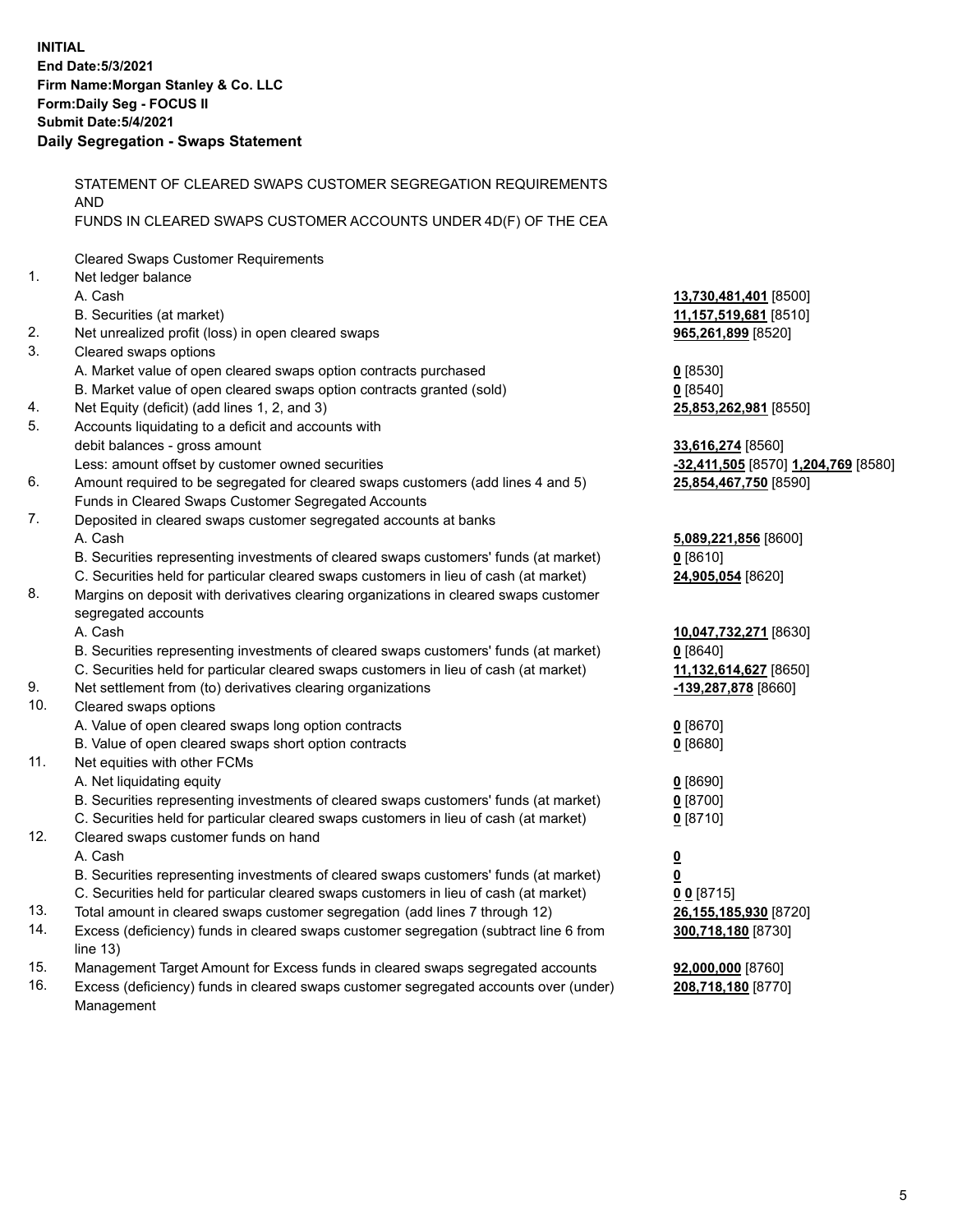**INITIAL**
**End Date:5/3/2021**
**Firm Name:Morgan Stanley & Co. LLC**
**Form:Daily Seg - FOCUS II**
**Submit Date:5/4/2021**
**Daily Segregation - Swaps Statement**

STATEMENT OF CLEARED SWAPS CUSTOMER SEGREGATION REQUIREMENTS AND FUNDS IN CLEARED SWAPS CUSTOMER ACCOUNTS UNDER 4D(F) OF THE CEA

| | | |
|---|---|---|
| | Cleared Swaps Customer Requirements | |
| 1. | Net ledger balance | |
| | A. Cash | **13,730,481,401** [8500] |
| | B. Securities (at market) | **11,157,519,681** [8510] |
| 2. | Net unrealized profit (loss) in open cleared swaps | **965,261,899** [8520] |
| 3. | Cleared swaps options | |
| | A. Market value of open cleared swaps option contracts purchased | **0** [8530] |
| | B. Market value of open cleared swaps option contracts granted (sold) | **0** [8540] |
| 4. | Net Equity (deficit) (add lines 1, 2, and 3) | **25,853,262,981** [8550] |
| 5. | Accounts liquidating to a deficit and accounts with debit balances - gross amount | **33,616,274** [8560] |
| | Less: amount offset by customer owned securities | **-32,411,505** [8570] **1,204,769** [8580] |
| 6. | Amount required to be segregated for cleared swaps customers (add lines 4 and 5) | **25,854,467,750** [8590] |
| | Funds in Cleared Swaps Customer Segregated Accounts | |
| 7. | Deposited in cleared swaps customer segregated accounts at banks | |
| | A. Cash | **5,089,221,856** [8600] |
| | B. Securities representing investments of cleared swaps customers' funds (at market) | **0** [8610] |
| | C. Securities held for particular cleared swaps customers in lieu of cash (at market) | **24,905,054** [8620] |
| 8. | Margins on deposit with derivatives clearing organizations in cleared swaps customer segregated accounts | |
| | A. Cash | **10,047,732,271** [8630] |
| | B. Securities representing investments of cleared swaps customers' funds (at market) | **0** [8640] |
| | C. Securities held for particular cleared swaps customers in lieu of cash (at market) | **11,132,614,627** [8650] |
| 9. | Net settlement from (to) derivatives clearing organizations | **-139,287,878** [8660] |
| 10. | Cleared swaps options | |
| | A. Value of open cleared swaps long option contracts | **0** [8670] |
| | B. Value of open cleared swaps short option contracts | **0** [8680] |
| 11. | Net equities with other FCMs | |
| | A. Net liquidating equity | **0** [8690] |
| | B. Securities representing investments of cleared swaps customers' funds (at market) | **0** [8700] |
| | C. Securities held for particular cleared swaps customers in lieu of cash (at market) | **0** [8710] |
| 12. | Cleared swaps customer funds on hand | |
| | A. Cash | **0** |
| | B. Securities representing investments of cleared swaps customers' funds (at market) | **0** |
| | C. Securities held for particular cleared swaps customers in lieu of cash (at market) | **0** **0** [8715] |
| 13. | Total amount in cleared swaps customer segregation (add lines 7 through 12) | **26,155,185,930** [8720] |
| 14. | Excess (deficiency) funds in cleared swaps customer segregation (subtract line 6 from line 13) | **300,718,180** [8730] |
| 15. | Management Target Amount for Excess funds in cleared swaps segregated accounts | **92,000,000** [8760] |
| 16. | Excess (deficiency) funds in cleared swaps customer segregated accounts over (under) Management | **208,718,180** [8770] |